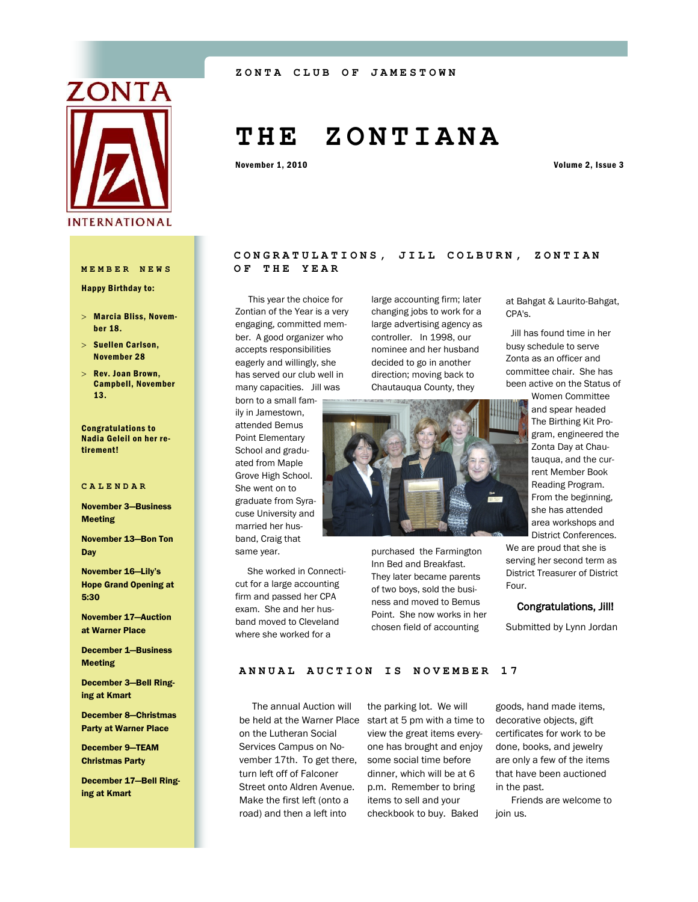ZONTA CLUB OF JAMESTOWN

# THE ZONTIANA

**November 1, 2010**

**Volume 2, Issue 3**

## MEMBER NEWS

**Happy Birthday to:**

- **Marcia Bliss, November 18.**
- **Suellen Carlson, November 28**
- **Rev. Joan Brown, Campbell, November 13.**

**Congratulations to Nadia Geleil on her retirement!**

## CALENDAR

**November 3—Business Meeting**

**November 13—Bon Ton Day**

**November 16—Lily's Hope Grand Opening at 5:30**

**November 17—Auction at Warner Place**

**December 1—Business Meeting**

**December 3—Bell Ringing at Kmart**

**December 8—Christmas Party at Warner Place**

**December 9—TEAM Christmas Party**

**December 17—Bell Ringing at Kmart**

## CONGRATULATIONS, JILL COLBURN, ZONTIAN OF THE YEAR

This year the choice for Zontian of the Year is a very engaging, committed member. A good organizer who accepts responsibilities eagerly and willingly, she has served our club well in many capacities. Jill was born to a small family in Jamestown, attended Bemus Point Elementary School and graduated from Maple Grove High School. She went on to graduate from Syracuse University and married her husband, Craig that same year.

She worked in Connecticut for a large accounting firm and passed her CPA exam. She and her husband moved to Cleveland where she worked for a large accounting firm; later changing jobs to work for a large advertising agency as controller. In 1998, our nominee and her husband decided to go in another direction; moving back to Chautauqua County, they purchased the Farmington Inn Bed and Breakfast. They later became parents of two boys, sold the business and moved to Bemus Point. She now works in her chosen field of accounting at Bahgat & Laurito-Bahgat, CPA's.

Jill has found time in her busy schedule to serve Zonta as an officer and committee chair. She has been active on the Status of Women Committee and spear headed The Birthing Kit Program, engineered the Zonta Day at Chautauqua, and the current Member Book Reading Program. From the beginning, she has attended area workshops and District Conferences. We are proud that she is serving her second term as District Treasurer of District Four.

**Congratulations, Jill!**

Submitted by Lynn Jordan

## ANNUAL AUCTION IS NOVEMBER 17

The annual Auction will be held at the Warner Place on the Lutheran Social Services Campus on November 17th. To get there, turn left off of Falconer Street onto Aldren Avenue. Make the first left (onto a road) and then a left into the parking lot. We will start at 5 pm with a time to view the great items everyone has brought and enjoy some social time before dinner, which will be at 6 p.m. Remember to bring items to sell and your checkbook to buy. Baked goods, hand made items, decorative objects, gift certificates for work to be done, books, and jewelry are only a few of the items that have been auctioned in the past.

Friends are welcome to join us.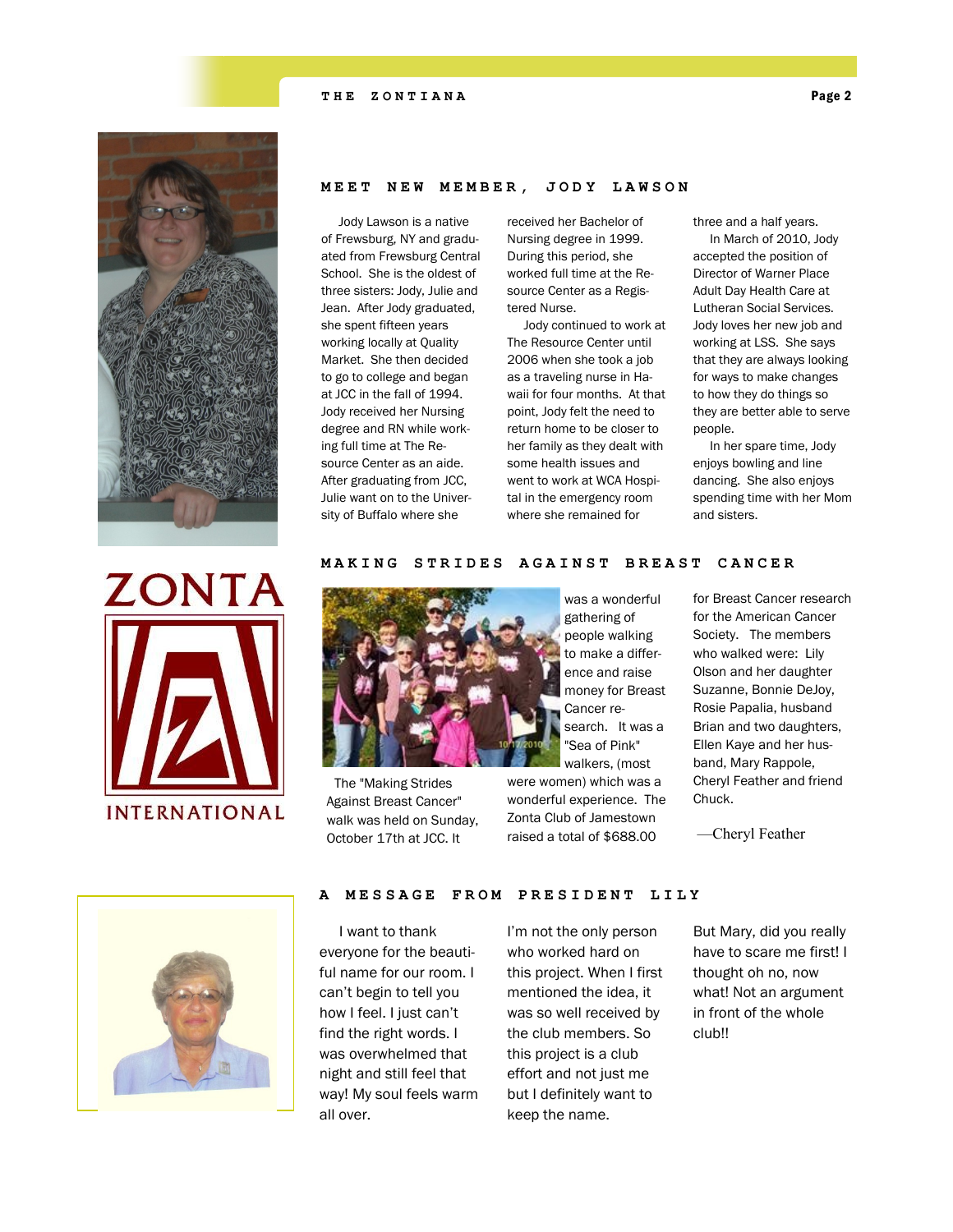## MEET NEW MEMBER, JODY LAWSON

Jody Lawson is a native of Frewsburg, NY and graduated from Frewsburg Central School. She is the oldest of three sisters: Jody, Julie and Jean. After Jody graduated, she spent fifteen years working locally at Quality Market. She then decided to go to college and began at JCC in the fall of 1994. Jody received her Nursing degree and RN while working full time at The Resource Center as an aide. After graduating from JCC, Julie want on to the University of Buffalo where she received her Bachelor of Nursing degree in 1999. During this period, she worked full time at the Resource Center as a Registered Nurse.

Jody continued to work at The Resource Center until 2006 when she took a job as a traveling nurse in Hawaii for four months. At that point, Jody felt the need to return home to be closer to her family as they dealt with some health issues and went to work at WCA Hospital in the emergency room where she remained for three and a half years.

In March of 2010, Jody accepted the position of Director of Warner Place Adult Day Health Care at Lutheran Social Services. Jody loves her new job and working at LSS. She says that they are always looking for ways to make changes to how they do things so they are better able to serve people.

In her spare time, Jody enjoys bowling and line dancing. She also enjoys spending time with her Mom and sisters.

## MAKING STRIDES AGAINST BREAST CANCER

The "Making Strides Against Breast Cancer" walk was held on Sunday, October 17th at JCC. It was a wonderful gathering of people walking to make a difference and raise money for Breast Cancer research. It was a "Sea of Pink" walkers, (most were women) which was a wonderful experience. The Zonta Club of Jamestown raised a total of $688.00 for Breast Cancer research for the American Cancer Society. The members who walked were: Lily Olson and her daughter Suzanne, Bonnie DeJoy, Rosie Papalia, husband Brian and two daughters, Ellen Kaye and her husband, Mary Rappole, Cheryl Feather and friend Chuck.

—Cheryl Feather

## A MESSAGE FROM PRESIDENT LILY

I want to thank everyone for the beautiful name for our room. I can't begin to tell you how I feel. I just can't find the right words. I was overwhelmed that night and still feel that way! My soul feels warm all over. I'm not the only person who worked hard on this project. When I first mentioned the idea, it was so well received by the club members. So this project is a club effort and not just me but I definitely want to keep the name. But Mary, did you really have to scare me first! I thought oh no, now what! Not an argument in front of the whole club!!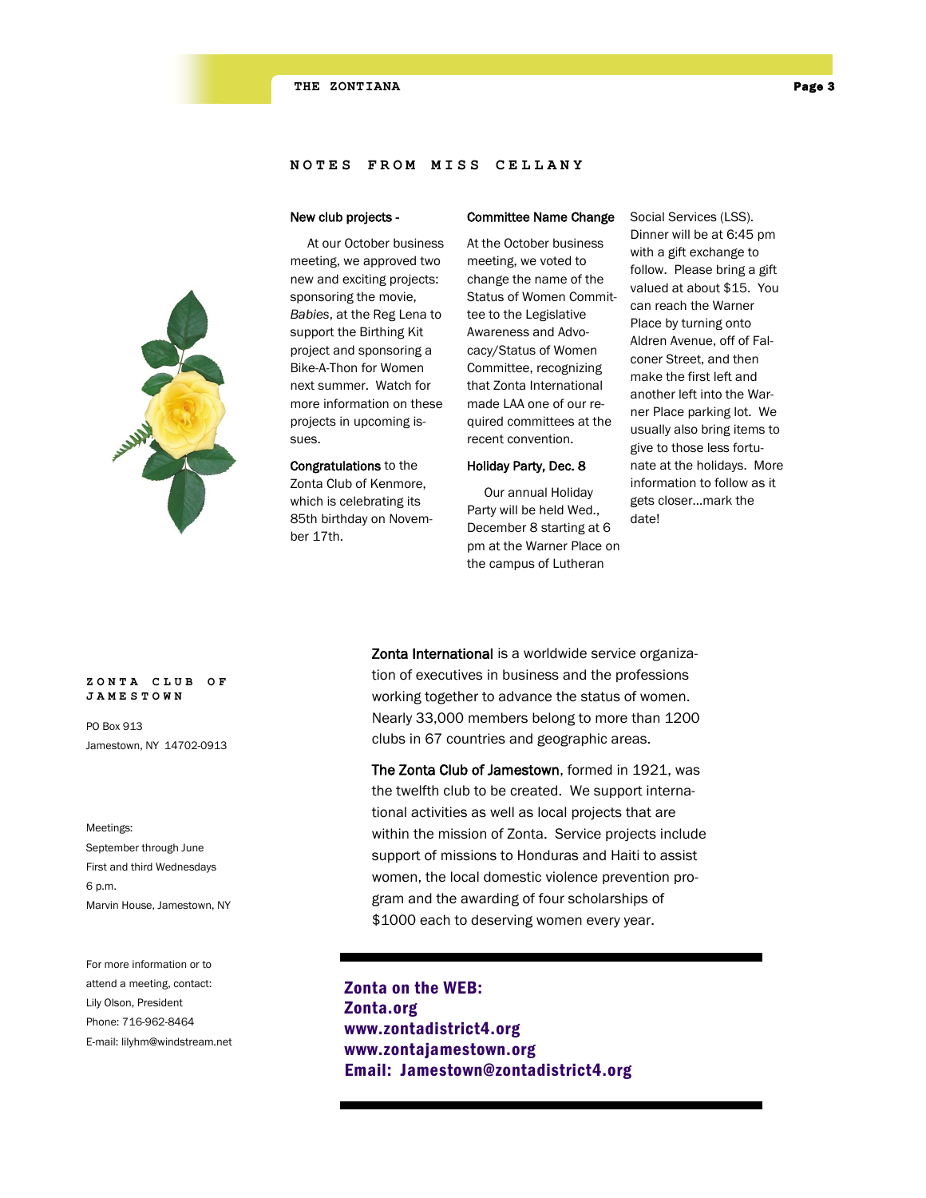## NOTES FROM MISS CELLANY

**New club projects -**

At our October business meeting, we approved two new and exciting projects: sponsoring the movie, *Babies*, at the Reg Lena to support the Birthing Kit project and sponsoring a Bike-A-Thon for Women next summer. Watch for more information on these projects in upcoming issues.

**Congratulations** to the Zonta Club of Kenmore, which is celebrating its 85th birthday on November 17th.

**Committee Name Change**

At the October business meeting, we voted to change the name of the Status of Women Committee to the Legislative Awareness and Advocacy/Status of Women Committee, recognizing that Zonta International made LAA one of our required committees at the recent convention.

**Holiday Party, Dec. 8**

Our annual Holiday Party will be held Wed., December 8 starting at 6 pm at the Warner Place on the campus of Lutheran Social Services (LSS). Dinner will be at 6:45 pm with a gift exchange to follow. Please bring a gift valued at about $15. You can reach the Warner Place by turning onto Alden Avenue, off of Falconer Street, and then make the first left and another left into the Warner Place parking lot. We usually also bring items to give to those less fortunate at the holidays. More information to follow as it gets closer...mark the date!

**Zonta International** is a worldwide service organization of executives in business and the professions working together to advance the status of women. Nearly 33,000 members belong to more than 1200 clubs in 67 countries and geographic areas.

**The Zonta Club of Jamestown**, formed in 1921, was the twelfth club to be created. We support international activities as well as local projects that are within the mission of Zonta. Service projects include support of missions to Honduras and Haiti to assist women, the local domestic violence prevention program and the awarding of four scholarships of $1000 each to deserving women every year.

**Zonta on the WEB:**
**Zonta.org**
**www.zontadistrict4.org**
**www.zontajamestown.org**
**Email: Jamestown@zontadistrict4.org**

### ZONTA CLUB OF JAMESTOWN

PO Box 913
Jamestown, NY 14702-0913

Meetings:
September through June
First and third Wednesdays
6 p.m.
Marvin House, Jamestown, NY

For more information or to attend a meeting, contact:
Lily Olson, President
Phone: 716-962-8464
E-mail: lilyhm@windstream.net